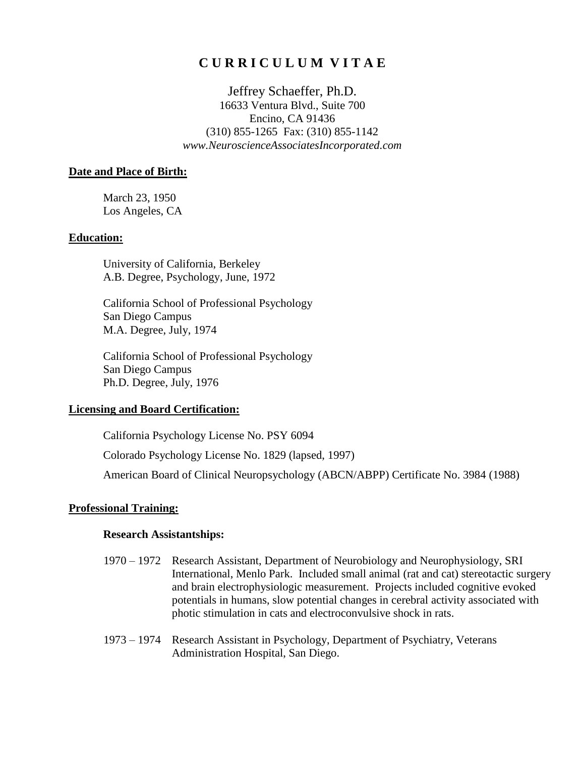# C U R R I C U L U M V I T A E

Jeffrey Schaeffer, Ph.D.
16633 Ventura Blvd., Suite 700
Encino, CA 91436
(310) 855-1265 Fax: (310) 855-1142
*www.NeuroscienceAssociatesIncorporated.com*

## Date and Place of Birth:

March 23, 1950
Los Angeles, CA

## Education:

University of California, Berkeley
A.B. Degree, Psychology, June, 1972

California School of Professional Psychology
San Diego Campus
M.A. Degree, July, 1974

California School of Professional Psychology
San Diego Campus
Ph.D. Degree, July, 1976

## Licensing and Board Certification:

California Psychology License No. PSY 6094

Colorado Psychology License No. 1829 (lapsed, 1997)

American Board of Clinical Neuropsychology (ABCN/ABPP) Certificate No. 3984 (1988)

## Professional Training:

### Research Assistantships:

1970 – 1972 Research Assistant, Department of Neurobiology and Neurophysiology, SRI International, Menlo Park. Included small animal (rat and cat) stereotactic surgery and brain electrophysiologic measurement. Projects included cognitive evoked potentials in humans, slow potential changes in cerebral activity associated with photic stimulation in cats and electroconvulsive shock in rats.

1973 – 1974 Research Assistant in Psychology, Department of Psychiatry, Veterans Administration Hospital, San Diego.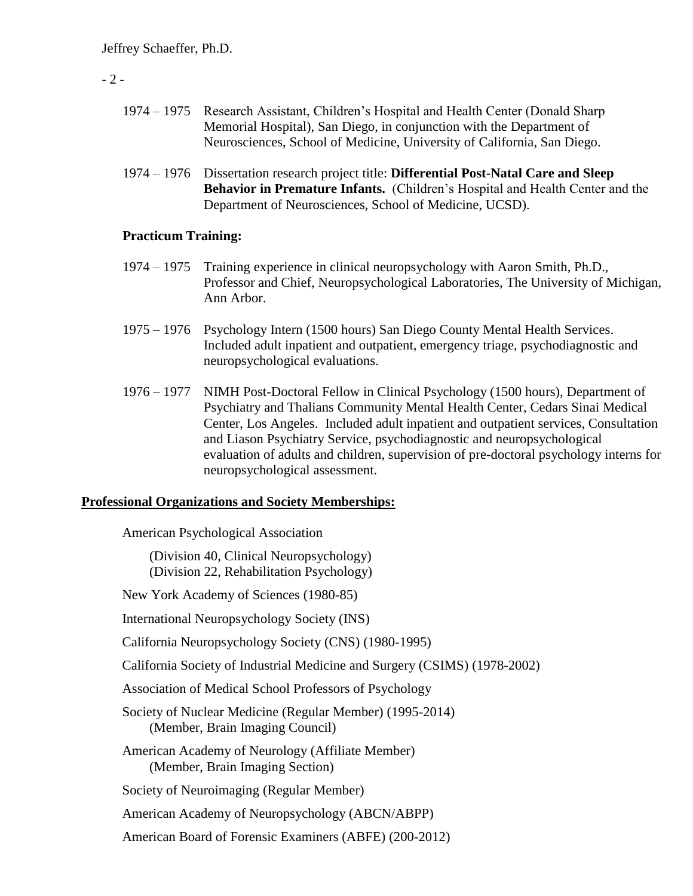1974 – 1975 Research Assistant, Children's Hospital and Health Center (Donald Sharp Memorial Hospital), San Diego, in conjunction with the Department of Neurosciences, School of Medicine, University of California, San Diego.

1974 – 1976 Dissertation research project title: **Differential Post-Natal Care and Sleep Behavior in Premature Infants.** (Children's Hospital and Health Center and the Department of Neurosciences, School of Medicine, UCSD).

**Practicum Training:**

1974 – 1975 Training experience in clinical neuropsychology with Aaron Smith, Ph.D., Professor and Chief, Neuropsychological Laboratories, The University of Michigan, Ann Arbor.

1975 – 1976 Psychology Intern (1500 hours) San Diego County Mental Health Services. Included adult inpatient and outpatient, emergency triage, psychodiagnostic and neuropsychological evaluations.

1976 – 1977 NIMH Post-Doctoral Fellow in Clinical Psychology (1500 hours), Department of Psychiatry and Thalians Community Mental Health Center, Cedars Sinai Medical Center, Los Angeles. Included adult inpatient and outpatient services, Consultation and Liason Psychiatry Service, psychodiagnostic and neuropsychological evaluation of adults and children, supervision of pre-doctoral psychology interns for neuropsychological assessment.

## Professional Organizations and Society Memberships:

American Psychological Association

(Division 40, Clinical Neuropsychology)
(Division 22, Rehabilitation Psychology)

New York Academy of Sciences (1980-85)

International Neuropsychology Society (INS)

California Neuropsychology Society (CNS) (1980-1995)

California Society of Industrial Medicine and Surgery (CSIMS) (1978-2002)

Association of Medical School Professors of Psychology

Society of Nuclear Medicine (Regular Member) (1995-2014)
(Member, Brain Imaging Council)

American Academy of Neurology (Affiliate Member)
(Member, Brain Imaging Section)

Society of Neuroimaging (Regular Member)

American Academy of Neuropsychology (ABCN/ABPP)

American Board of Forensic Examiners (ABFE) (200-2012)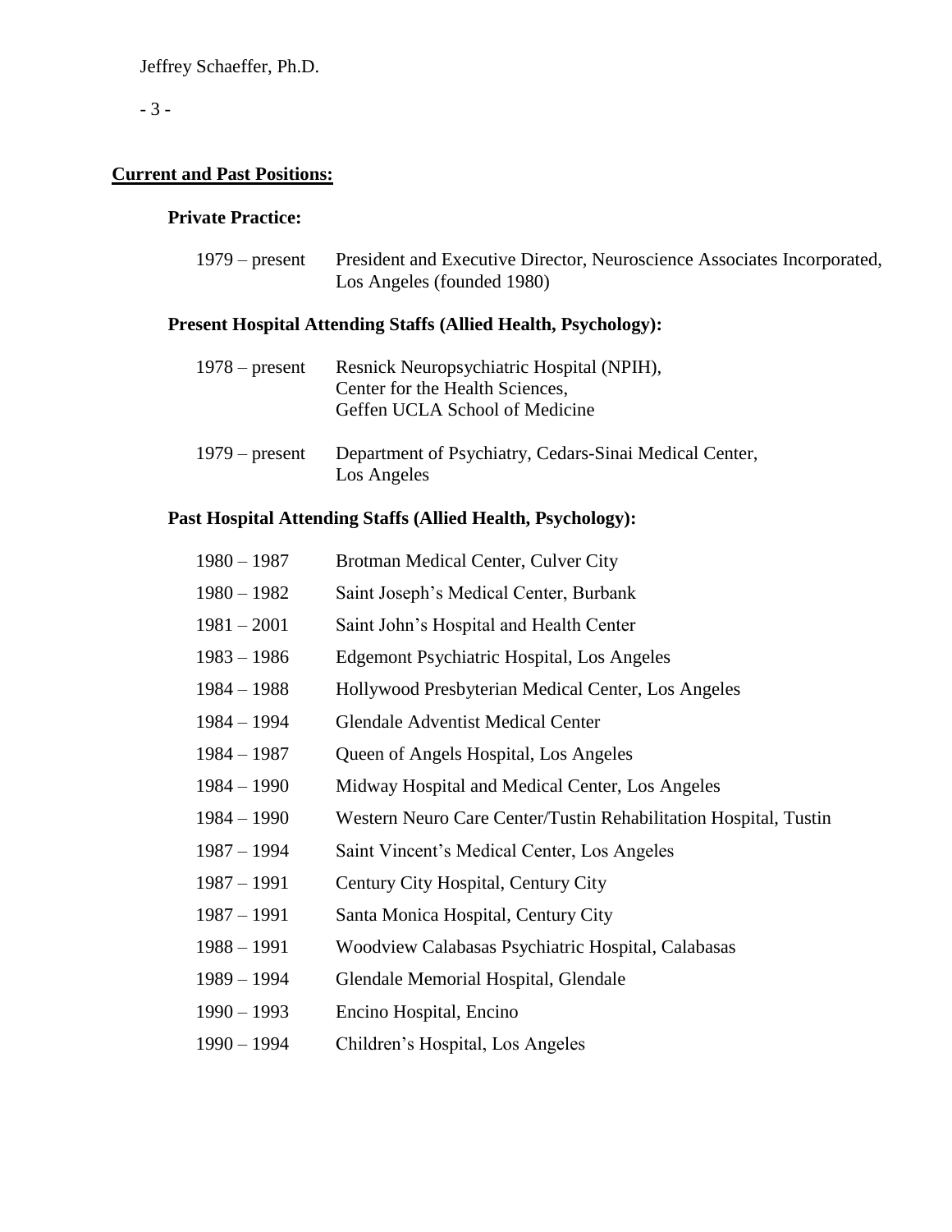## Current and Past Positions:

### Private Practice:

1979 – present President and Executive Director, Neuroscience Associates Incorporated, Los Angeles (founded 1980)

### Present Hospital Attending Staffs (Allied Health, Psychology):

1978 – present Resnick Neuropsychiatric Hospital (NPIH), Center for the Health Sciences, Geffen UCLA School of Medicine

1979 – present Department of Psychiatry, Cedars-Sinai Medical Center, Los Angeles

### Past Hospital Attending Staffs (Allied Health, Psychology):

1980 – 1987 Brotman Medical Center, Culver City

1980 – 1982 Saint Joseph's Medical Center, Burbank

1981 – 2001 Saint John's Hospital and Health Center

1983 – 1986 Edgemont Psychiatric Hospital, Los Angeles

1984 – 1988 Hollywood Presbyterian Medical Center, Los Angeles

1984 – 1994 Glendale Adventist Medical Center

1984 – 1987 Queen of Angels Hospital, Los Angeles

1984 – 1990 Midway Hospital and Medical Center, Los Angeles

1984 – 1990 Western Neuro Care Center/Tustin Rehabilitation Hospital, Tustin

1987 – 1994 Saint Vincent's Medical Center, Los Angeles

1987 – 1991 Century City Hospital, Century City

1987 – 1991 Santa Monica Hospital, Century City

1988 – 1991 Woodview Calabasas Psychiatric Hospital, Calabasas

1989 – 1994 Glendale Memorial Hospital, Glendale

1990 – 1993 Encino Hospital, Encino

1990 – 1994 Children's Hospital, Los Angeles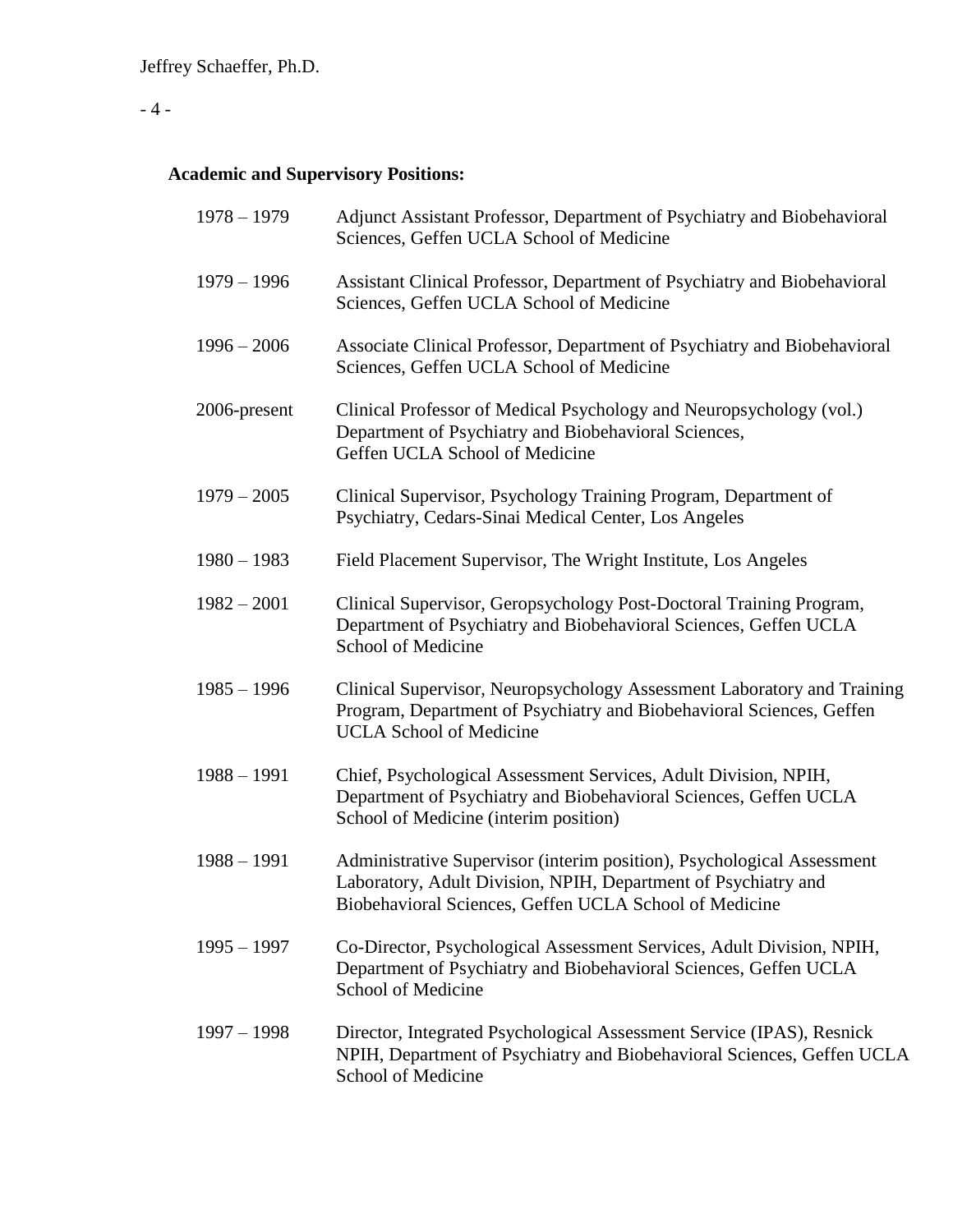**Academic and Supervisory Positions:**

| | |
|---|---|
| 1978 – 1979 | Adjunct Assistant Professor, Department of Psychiatry and Biobehavioral Sciences, Geffen UCLA School of Medicine |
| 1979 – 1996 | Assistant Clinical Professor, Department of Psychiatry and Biobehavioral Sciences, Geffen UCLA School of Medicine |
| 1996 – 2006 | Associate Clinical Professor, Department of Psychiatry and Biobehavioral Sciences, Geffen UCLA School of Medicine |
| 2006-present | Clinical Professor of Medical Psychology and Neuropsychology (vol.) Department of Psychiatry and Biobehavioral Sciences, Geffen UCLA School of Medicine |
| 1979 – 2005 | Clinical Supervisor, Psychology Training Program, Department of Psychiatry, Cedars-Sinai Medical Center, Los Angeles |
| 1980 – 1983 | Field Placement Supervisor, The Wright Institute, Los Angeles |
| 1982 – 2001 | Clinical Supervisor, Geropsychology Post-Doctoral Training Program, Department of Psychiatry and Biobehavioral Sciences, Geffen UCLA School of Medicine |
| 1985 – 1996 | Clinical Supervisor, Neuropsychology Assessment Laboratory and Training Program, Department of Psychiatry and Biobehavioral Sciences, Geffen UCLA School of Medicine |
| 1988 – 1991 | Chief, Psychological Assessment Services, Adult Division, NPIH, Department of Psychiatry and Biobehavioral Sciences, Geffen UCLA School of Medicine (interim position) |
| 1988 – 1991 | Administrative Supervisor (interim position), Psychological Assessment Laboratory, Adult Division, NPIH, Department of Psychiatry and Biobehavioral Sciences, Geffen UCLA School of Medicine |
| 1995 – 1997 | Co-Director, Psychological Assessment Services, Adult Division, NPIH, Department of Psychiatry and Biobehavioral Sciences, Geffen UCLA School of Medicine |
| 1997 – 1998 | Director, Integrated Psychological Assessment Service (IPAS), Resnick NPIH, Department of Psychiatry and Biobehavioral Sciences, Geffen UCLA School of Medicine |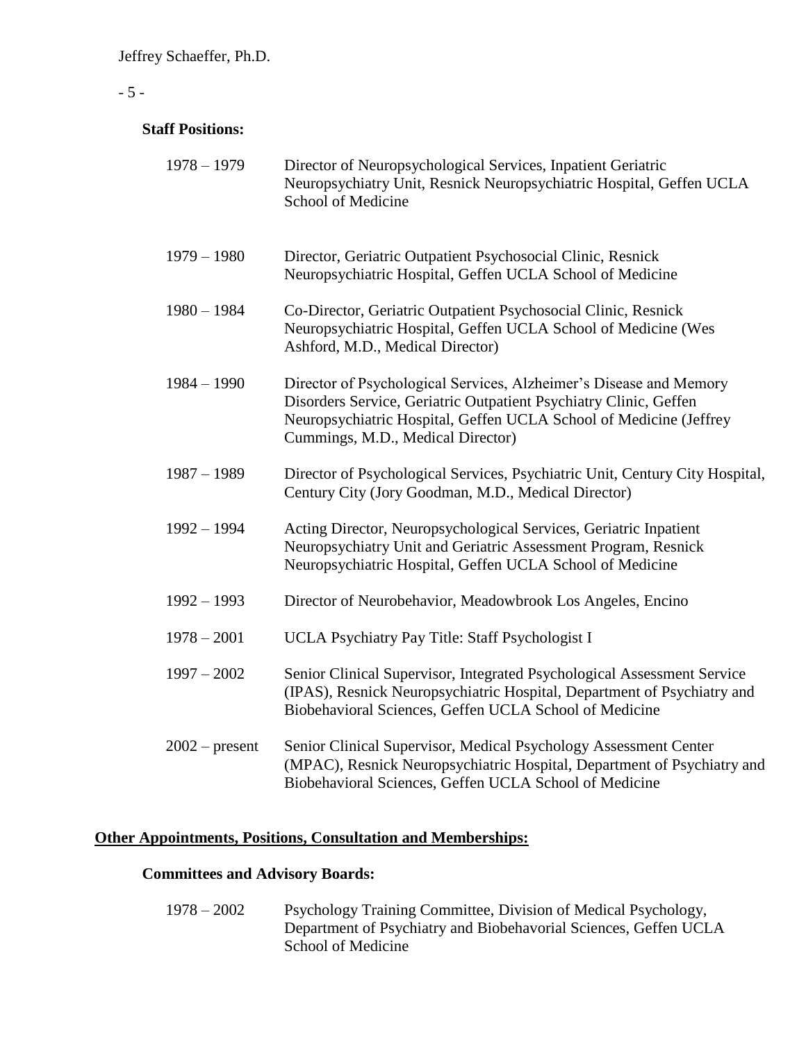**Staff Positions:**

| | |
|---|---|
| 1978 – 1979 | Director of Neuropsychological Services, Inpatient Geriatric Neuropsychiatry Unit, Resnick Neuropsychiatric Hospital, Geffen UCLA School of Medicine |
| 1979 – 1980 | Director, Geriatric Outpatient Psychosocial Clinic, Resnick Neuropsychiatric Hospital, Geffen UCLA School of Medicine |
| 1980 – 1984 | Co-Director, Geriatric Outpatient Psychosocial Clinic, Resnick Neuropsychiatric Hospital, Geffen UCLA School of Medicine (Wes Ashford, M.D., Medical Director) |
| 1984 – 1990 | Director of Psychological Services, Alzheimer's Disease and Memory Disorders Service, Geriatric Outpatient Psychiatry Clinic, Geffen Neuropsychiatric Hospital, Geffen UCLA School of Medicine (Jeffrey Cummings, M.D., Medical Director) |
| 1987 – 1989 | Director of Psychological Services, Psychiatric Unit, Century City Hospital, Century City (Jory Goodman, M.D., Medical Director) |
| 1992 – 1994 | Acting Director, Neuropsychological Services, Geriatric Inpatient Neuropsychiatry Unit and Geriatric Assessment Program, Resnick Neuropsychiatric Hospital, Geffen UCLA School of Medicine |
| 1992 – 1993 | Director of Neurobehavior, Meadowbrook Los Angeles, Encino |
| 1978 – 2001 | UCLA Psychiatry Pay Title: Staff Psychologist I |
| 1997 – 2002 | Senior Clinical Supervisor, Integrated Psychological Assessment Service (IPAS), Resnick Neuropsychiatric Hospital, Department of Psychiatry and Biobehavioral Sciences, Geffen UCLA School of Medicine |
| 2002 – present | Senior Clinical Supervisor, Medical Psychology Assessment Center (MPAC), Resnick Neuropsychiatric Hospital, Department of Psychiatry and Biobehavioral Sciences, Geffen UCLA School of Medicine |

## Other Appointments, Positions, Consultation and Memberships:

**Committees and Advisory Boards:**

| | |
|---|---|
| 1978 – 2002 | Psychology Training Committee, Division of Medical Psychology, Department of Psychiatry and Biobehavorial Sciences, Geffen UCLA School of Medicine |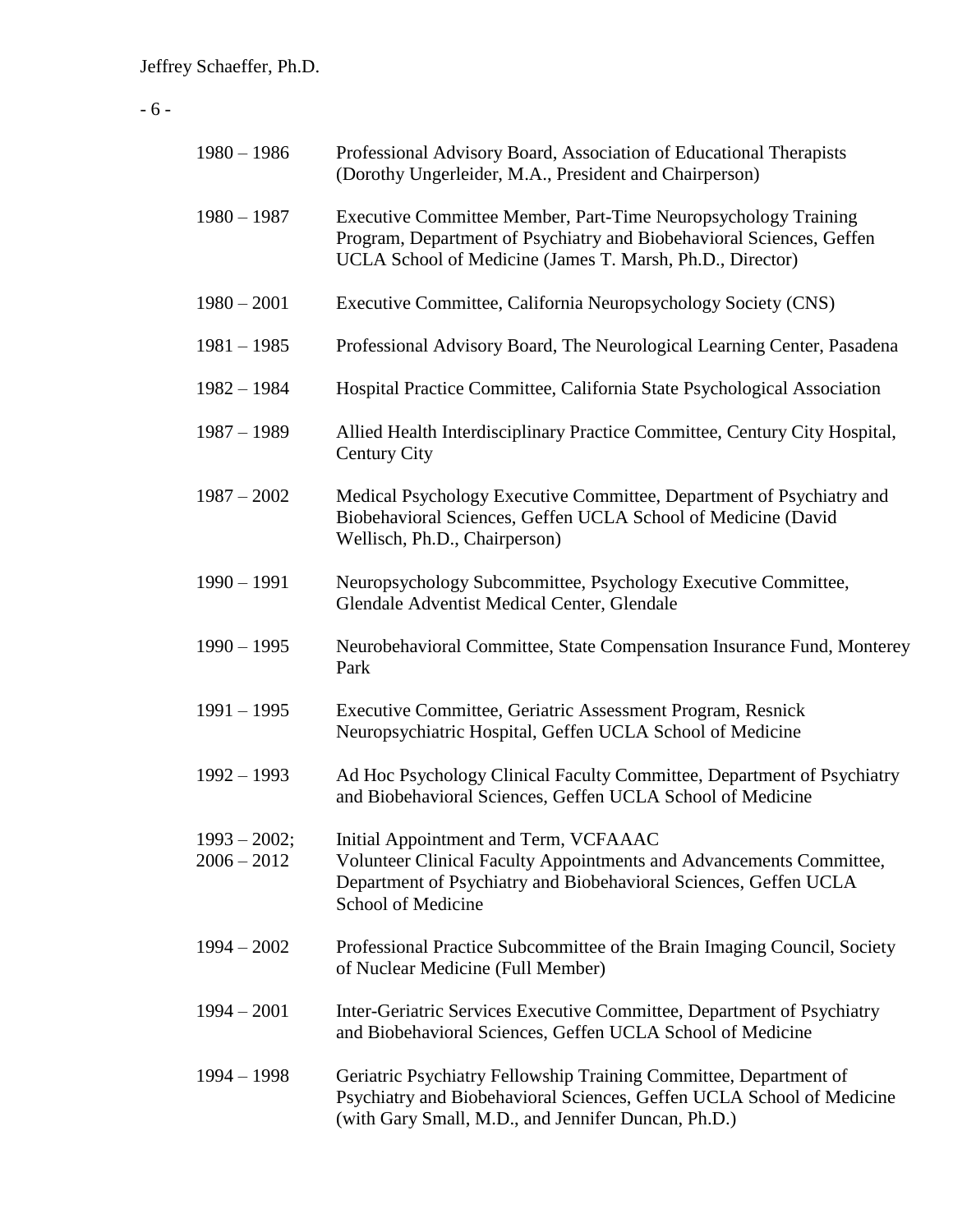| | |
|---|---|
| 1980 – 1986 | Professional Advisory Board, Association of Educational Therapists (Dorothy Ungerleider, M.A., President and Chairperson) |
| 1980 – 1987 | Executive Committee Member, Part-Time Neuropsychology Training Program, Department of Psychiatry and Biobehavioral Sciences, Geffen UCLA School of Medicine (James T. Marsh, Ph.D., Director) |
| 1980 – 2001 | Executive Committee, California Neuropsychology Society (CNS) |
| 1981 – 1985 | Professional Advisory Board, The Neurological Learning Center, Pasadena |
| 1982 – 1984 | Hospital Practice Committee, California State Psychological Association |
| 1987 – 1989 | Allied Health Interdisciplinary Practice Committee, Century City Hospital, Century City |
| 1987 – 2002 | Medical Psychology Executive Committee, Department of Psychiatry and Biobehavioral Sciences, Geffen UCLA School of Medicine (David Wellisch, Ph.D., Chairperson) |
| 1990 – 1991 | Neuropsychology Subcommittee, Psychology Executive Committee, Glendale Adventist Medical Center, Glendale |
| 1990 – 1995 | Neurobehavioral Committee, State Compensation Insurance Fund, Monterey Park |
| 1991 – 1995 | Executive Committee, Geriatric Assessment Program, Resnick Neuropsychiatric Hospital, Geffen UCLA School of Medicine |
| 1992 – 1993 | Ad Hoc Psychology Clinical Faculty Committee, Department of Psychiatry and Biobehavioral Sciences, Geffen UCLA School of Medicine |
| 1993 – 2002; 2006 – 2012 | Initial Appointment and Term, VCFAAAC Volunteer Clinical Faculty Appointments and Advancements Committee, Department of Psychiatry and Biobehavioral Sciences, Geffen UCLA School of Medicine |
| 1994 – 2002 | Professional Practice Subcommittee of the Brain Imaging Council, Society of Nuclear Medicine (Full Member) |
| 1994 – 2001 | Inter-Geriatric Services Executive Committee, Department of Psychiatry and Biobehavioral Sciences, Geffen UCLA School of Medicine |
| 1994 – 1998 | Geriatric Psychiatry Fellowship Training Committee, Department of Psychiatry and Biobehavioral Sciences, Geffen UCLA School of Medicine (with Gary Small, M.D., and Jennifer Duncan, Ph.D.) |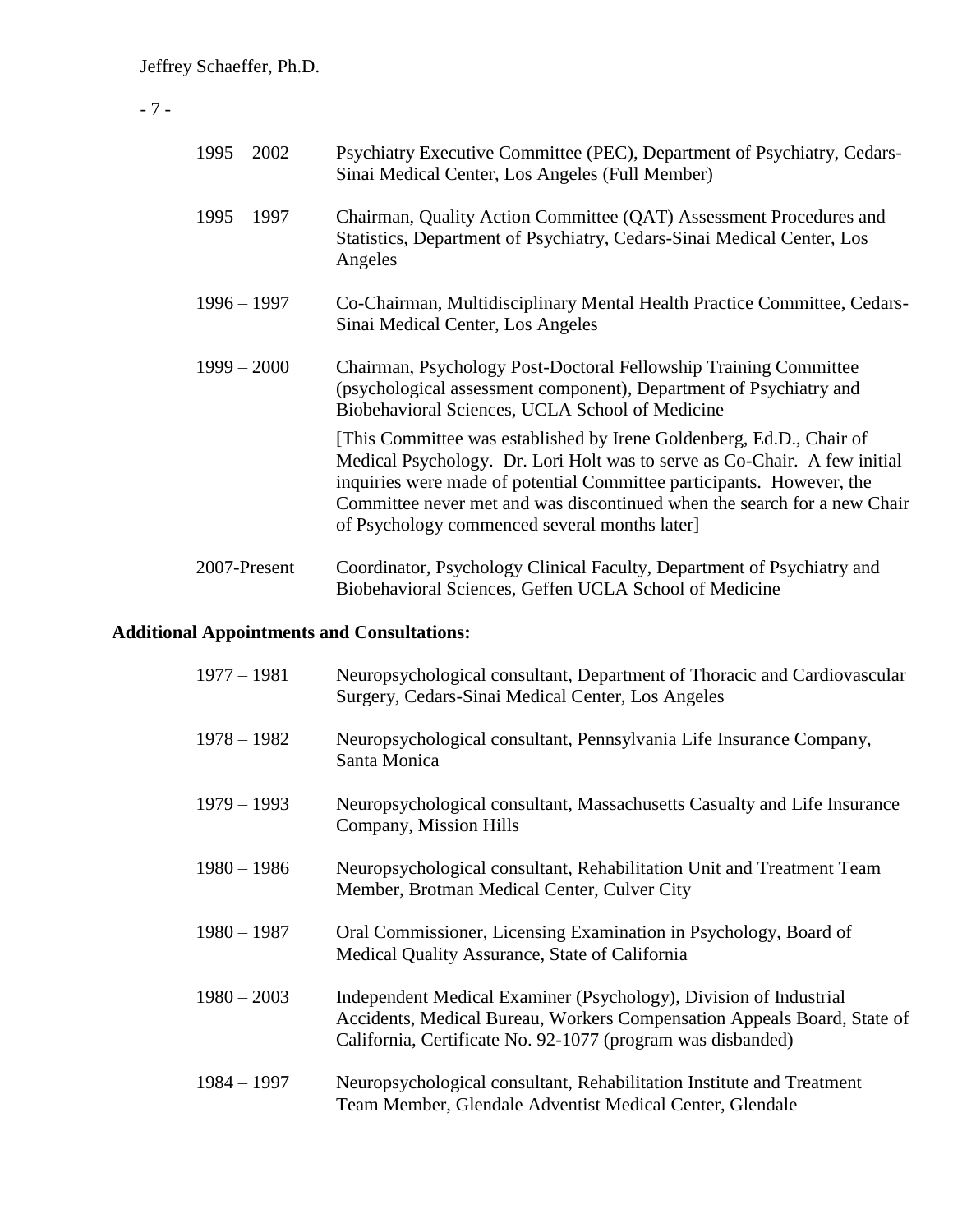| | |
|---|---|
| 1995 – 2002 | Psychiatry Executive Committee (PEC), Department of Psychiatry, Cedars-Sinai Medical Center, Los Angeles (Full Member) |
| 1995 – 1997 | Chairman, Quality Action Committee (QAT) Assessment Procedures and Statistics, Department of Psychiatry, Cedars-Sinai Medical Center, Los Angeles |
| 1996 – 1997 | Co-Chairman, Multidisciplinary Mental Health Practice Committee, Cedars-Sinai Medical Center, Los Angeles |
| 1999 – 2000 | Chairman, Psychology Post-Doctoral Fellowship Training Committee (psychological assessment component), Department of Psychiatry and Biobehavioral Sciences, UCLA School of Medicine<br><br>[This Committee was established by Irene Goldenberg, Ed.D., Chair of Medical Psychology. Dr. Lori Holt was to serve as Co-Chair. A few initial inquiries were made of potential Committee participants. However, the Committee never met and was discontinued when the search for a new Chair of Psychology commenced several months later] |
| 2007-Present | Coordinator, Psychology Clinical Faculty, Department of Psychiatry and Biobehavioral Sciences, Geffen UCLA School of Medicine |

**Additional Appointments and Consultations:**

| | |
|---|---|
| 1977 – 1981 | Neuropsychological consultant, Department of Thoracic and Cardiovascular Surgery, Cedars-Sinai Medical Center, Los Angeles |
| 1978 – 1982 | Neuropsychological consultant, Pennsylvania Life Insurance Company, Santa Monica |
| 1979 – 1993 | Neuropsychological consultant, Massachusetts Casualty and Life Insurance Company, Mission Hills |
| 1980 – 1986 | Neuropsychological consultant, Rehabilitation Unit and Treatment Team Member, Brotman Medical Center, Culver City |
| 1980 – 1987 | Oral Commissioner, Licensing Examination in Psychology, Board of Medical Quality Assurance, State of California |
| 1980 – 2003 | Independent Medical Examiner (Psychology), Division of Industrial Accidents, Medical Bureau, Workers Compensation Appeals Board, State of California, Certificate No. 92-1077 (program was disbanded) |
| 1984 – 1997 | Neuropsychological consultant, Rehabilitation Institute and Treatment Team Member, Glendale Adventist Medical Center, Glendale |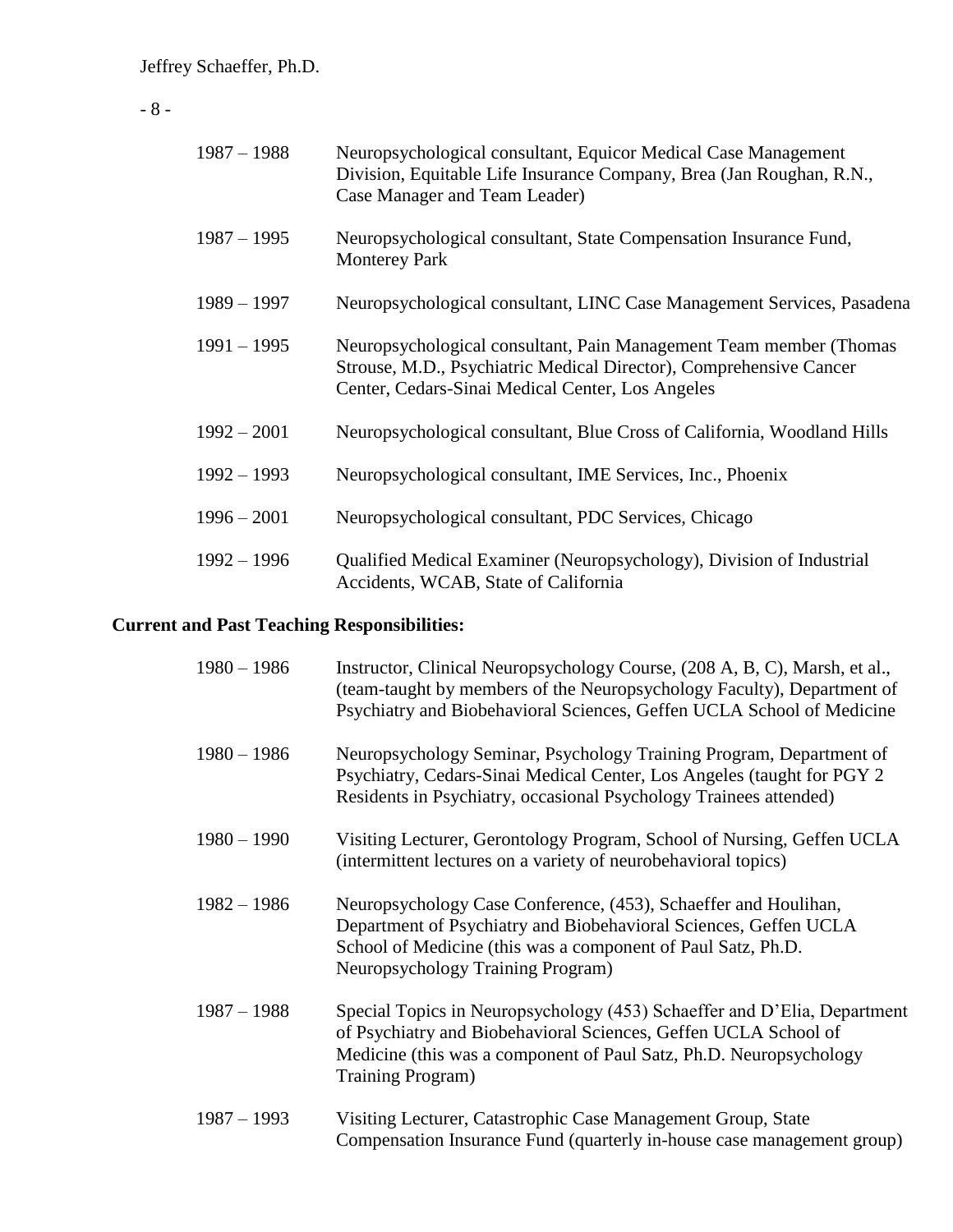| | |
|---|---|
| 1987 – 1988 | Neuropsychological consultant, Equicor Medical Case Management Division, Equitable Life Insurance Company, Brea (Jan Roughan, R.N., Case Manager and Team Leader) |
| 1987 – 1995 | Neuropsychological consultant, State Compensation Insurance Fund, Monterey Park |
| 1989 – 1997 | Neuropsychological consultant, LINC Case Management Services, Pasadena |
| 1991 – 1995 | Neuropsychological consultant, Pain Management Team member (Thomas Strouse, M.D., Psychiatric Medical Director), Comprehensive Cancer Center, Cedars-Sinai Medical Center, Los Angeles |
| 1992 – 2001 | Neuropsychological consultant, Blue Cross of California, Woodland Hills |
| 1992 – 1993 | Neuropsychological consultant, IME Services, Inc., Phoenix |
| 1996 – 2001 | Neuropsychological consultant, PDC Services, Chicago |
| 1992 – 1996 | Qualified Medical Examiner (Neuropsychology), Division of Industrial Accidents, WCAB, State of California |

**Current and Past Teaching Responsibilities:**

| | |
|---|---|
| 1980 – 1986 | Instructor, Clinical Neuropsychology Course, (208 A, B, C), Marsh, et al., (team-taught by members of the Neuropsychology Faculty), Department of Psychiatry and Biobehavioral Sciences, Geffen UCLA School of Medicine |
| 1980 – 1986 | Neuropsychology Seminar, Psychology Training Program, Department of Psychiatry, Cedars-Sinai Medical Center, Los Angeles (taught for PGY 2 Residents in Psychiatry, occasional Psychology Trainees attended) |
| 1980 – 1990 | Visiting Lecturer, Gerontology Program, School of Nursing, Geffen UCLA (intermittent lectures on a variety of neurobehavioral topics) |
| 1982 – 1986 | Neuropsychology Case Conference, (453), Schaeffer and Houlihan, Department of Psychiatry and Biobehavioral Sciences, Geffen UCLA School of Medicine (this was a component of Paul Satz, Ph.D. Neuropsychology Training Program) |
| 1987 – 1988 | Special Topics in Neuropsychology (453) Schaeffer and D'Elia, Department of Psychiatry and Biobehavioral Sciences, Geffen UCLA School of Medicine (this was a component of Paul Satz, Ph.D. Neuropsychology Training Program) |
| 1987 – 1993 | Visiting Lecturer, Catastrophic Case Management Group, State Compensation Insurance Fund (quarterly in-house case management group) |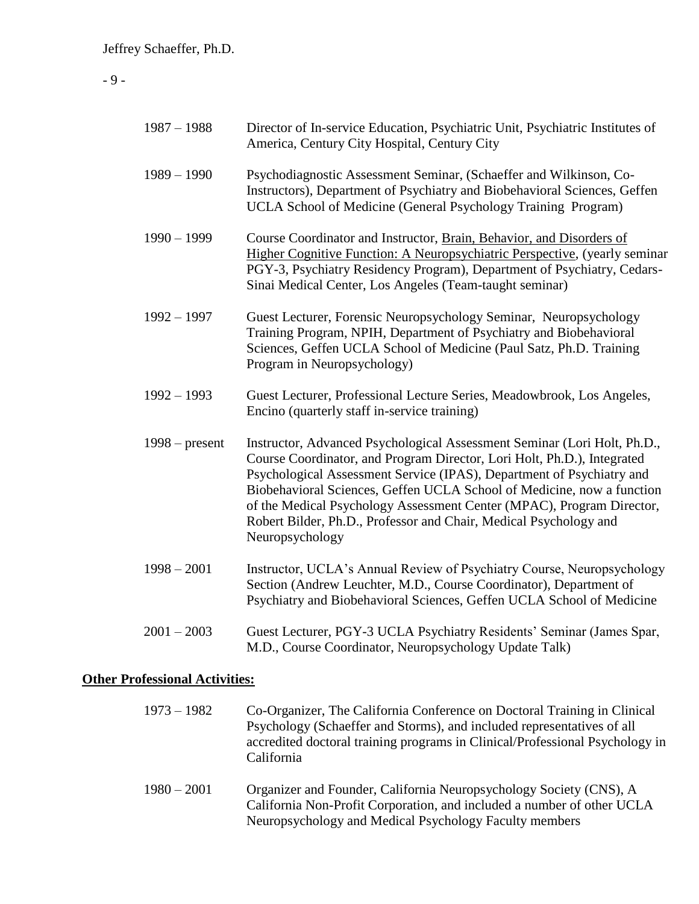1987 – 1988 Director of In-service Education, Psychiatric Unit, Psychiatric Institutes of America, Century City Hospital, Century City

1989 – 1990 Psychodiagnostic Assessment Seminar, (Schaeffer and Wilkinson, Co-Instructors), Department of Psychiatry and Biobehavioral Sciences, Geffen UCLA School of Medicine (General Psychology Training Program)

1990 – 1999 Course Coordinator and Instructor, <u>Brain, Behavior, and Disorders of Higher Cognitive Function: A Neuropsychiatric Perspective</u>, (yearly seminar PGY-3, Psychiatry Residency Program), Department of Psychiatry, Cedars-Sinai Medical Center, Los Angeles (Team-taught seminar)

1992 – 1997 Guest Lecturer, Forensic Neuropsychology Seminar, Neuropsychology Training Program, NPIH, Department of Psychiatry and Biobehavioral Sciences, Geffen UCLA School of Medicine (Paul Satz, Ph.D. Training Program in Neuropsychology)

1992 – 1993 Guest Lecturer, Professional Lecture Series, Meadowbrook, Los Angeles, Encino (quarterly staff in-service training)

1998 – present Instructor, Advanced Psychological Assessment Seminar (Lori Holt, Ph.D., Course Coordinator, and Program Director, Lori Holt, Ph.D.), Integrated Psychological Assessment Service (IPAS), Department of Psychiatry and Biobehavioral Sciences, Geffen UCLA School of Medicine, now a function of the Medical Psychology Assessment Center (MPAC), Program Director, Robert Bilder, Ph.D., Professor and Chair, Medical Psychology and Neuropsychology

1998 – 2001 Instructor, UCLA's Annual Review of Psychiatry Course, Neuropsychology Section (Andrew Leuchter, M.D., Course Coordinator), Department of Psychiatry and Biobehavioral Sciences, Geffen UCLA School of Medicine

2001 – 2003 Guest Lecturer, PGY-3 UCLA Psychiatry Residents' Seminar (James Spar, M.D., Course Coordinator, Neuropsychology Update Talk)

**<u>Other Professional Activities:</u>**

1973 – 1982 Co-Organizer, The California Conference on Doctoral Training in Clinical Psychology (Schaeffer and Storms), and included representatives of all accredited doctoral training programs in Clinical/Professional Psychology in California

1980 – 2001 Organizer and Founder, California Neuropsychology Society (CNS), A California Non-Profit Corporation, and included a number of other UCLA Neuropsychology and Medical Psychology Faculty members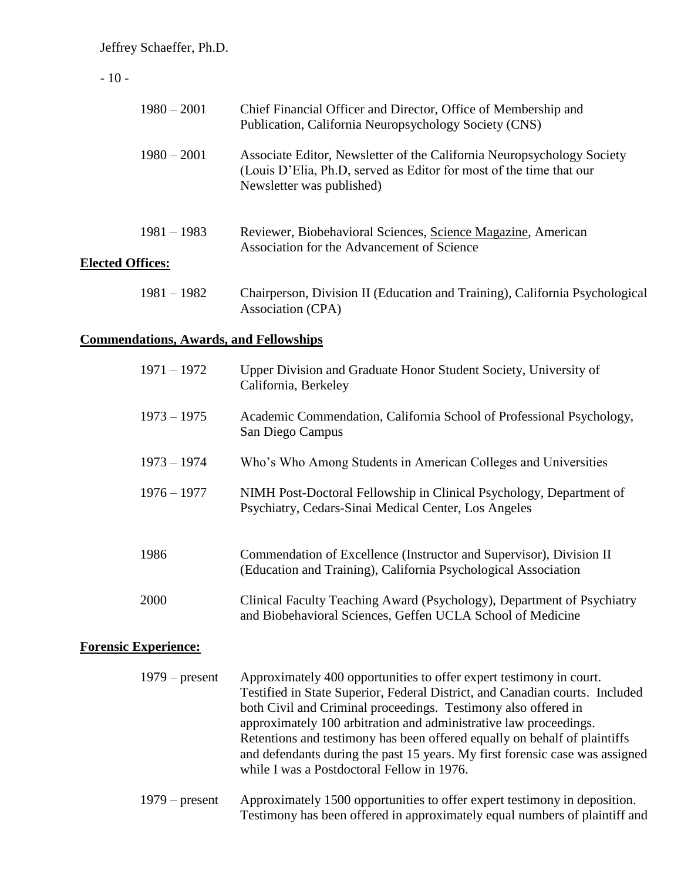1980 – 2001 Chief Financial Officer and Director, Office of Membership and Publication, California Neuropsychology Society (CNS)

1980 – 2001 Associate Editor, Newsletter of the California Neuropsychology Society (Louis D'Elia, Ph.D, served as Editor for most of the time that our Newsletter was published)

1981 – 1983 Reviewer, Biobehavioral Sciences, Science Magazine, American Association for the Advancement of Science

**Elected Offices:**

1981 – 1982 Chairperson, Division II (Education and Training), California Psychological Association (CPA)

**Commendations, Awards, and Fellowships**

1971 – 1972 Upper Division and Graduate Honor Student Society, University of California, Berkeley

1973 – 1975 Academic Commendation, California School of Professional Psychology, San Diego Campus

1973 – 1974 Who's Who Among Students in American Colleges and Universities

1976 – 1977 NIMH Post-Doctoral Fellowship in Clinical Psychology, Department of Psychiatry, Cedars-Sinai Medical Center, Los Angeles

1986 Commendation of Excellence (Instructor and Supervisor), Division II (Education and Training), California Psychological Association

2000 Clinical Faculty Teaching Award (Psychology), Department of Psychiatry and Biobehavioral Sciences, Geffen UCLA School of Medicine

**Forensic Experience:**

1979 – present Approximately 400 opportunities to offer expert testimony in court. Testified in State Superior, Federal District, and Canadian courts. Included both Civil and Criminal proceedings. Testimony also offered in approximately 100 arbitration and administrative law proceedings. Retentions and testimony has been offered equally on behalf of plaintiffs and defendants during the past 15 years. My first forensic case was assigned while I was a Postdoctoral Fellow in 1976.

1979 – present Approximately 1500 opportunities to offer expert testimony in deposition. Testimony has been offered in approximately equal numbers of plaintiff and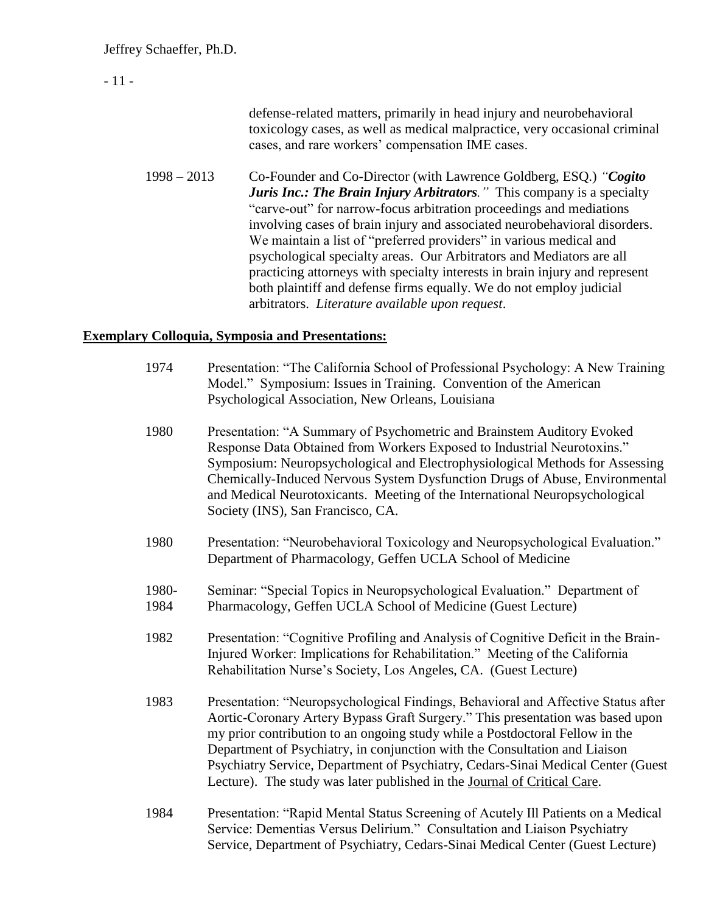defense-related matters, primarily in head injury and neurobehavioral toxicology cases, as well as medical malpractice, very occasional criminal cases, and rare workers' compensation IME cases.

1998 – 2013 Co-Founder and Co-Director (with Lawrence Goldberg, ESQ.) *"**Cogito Juris Inc.: The Brain Injury Arbitrators**."* This company is a specialty "carve-out" for narrow-focus arbitration proceedings and mediations involving cases of brain injury and associated neurobehavioral disorders. We maintain a list of "preferred providers" in various medical and psychological specialty areas. Our Arbitrators and Mediators are all practicing attorneys with specialty interests in brain injury and represent both plaintiff and defense firms equally. We do not employ judicial arbitrators. *Literature available upon request*.

**Exemplary Colloquia, Symposia and Presentations:**

1974 Presentation: "The California School of Professional Psychology: A New Training Model." Symposium: Issues in Training. Convention of the American Psychological Association, New Orleans, Louisiana

1980 Presentation: "A Summary of Psychometric and Brainstem Auditory Evoked Response Data Obtained from Workers Exposed to Industrial Neurotoxins." Symposium: Neuropsychological and Electrophysiological Methods for Assessing Chemically-Induced Nervous System Dysfunction Drugs of Abuse, Environmental and Medical Neurotoxicants. Meeting of the International Neuropsychological Society (INS), San Francisco, CA.

1980 Presentation: "Neurobehavioral Toxicology and Neuropsychological Evaluation." Department of Pharmacology, Geffen UCLA School of Medicine

1980-1984 Seminar: "Special Topics in Neuropsychological Evaluation." Department of Pharmacology, Geffen UCLA School of Medicine (Guest Lecture)

1982 Presentation: "Cognitive Profiling and Analysis of Cognitive Deficit in the Brain-Injured Worker: Implications for Rehabilitation." Meeting of the California Rehabilitation Nurse's Society, Los Angeles, CA. (Guest Lecture)

1983 Presentation: "Neuropsychological Findings, Behavioral and Affective Status after Aortic-Coronary Artery Bypass Graft Surgery." This presentation was based upon my prior contribution to an ongoing study while a Postdoctoral Fellow in the Department of Psychiatry, in conjunction with the Consultation and Liaison Psychiatry Service, Department of Psychiatry, Cedars-Sinai Medical Center (Guest Lecture). The study was later published in the Journal of Critical Care.

1984 Presentation: "Rapid Mental Status Screening of Acutely Ill Patients on a Medical Service: Dementias Versus Delirium." Consultation and Liaison Psychiatry Service, Department of Psychiatry, Cedars-Sinai Medical Center (Guest Lecture)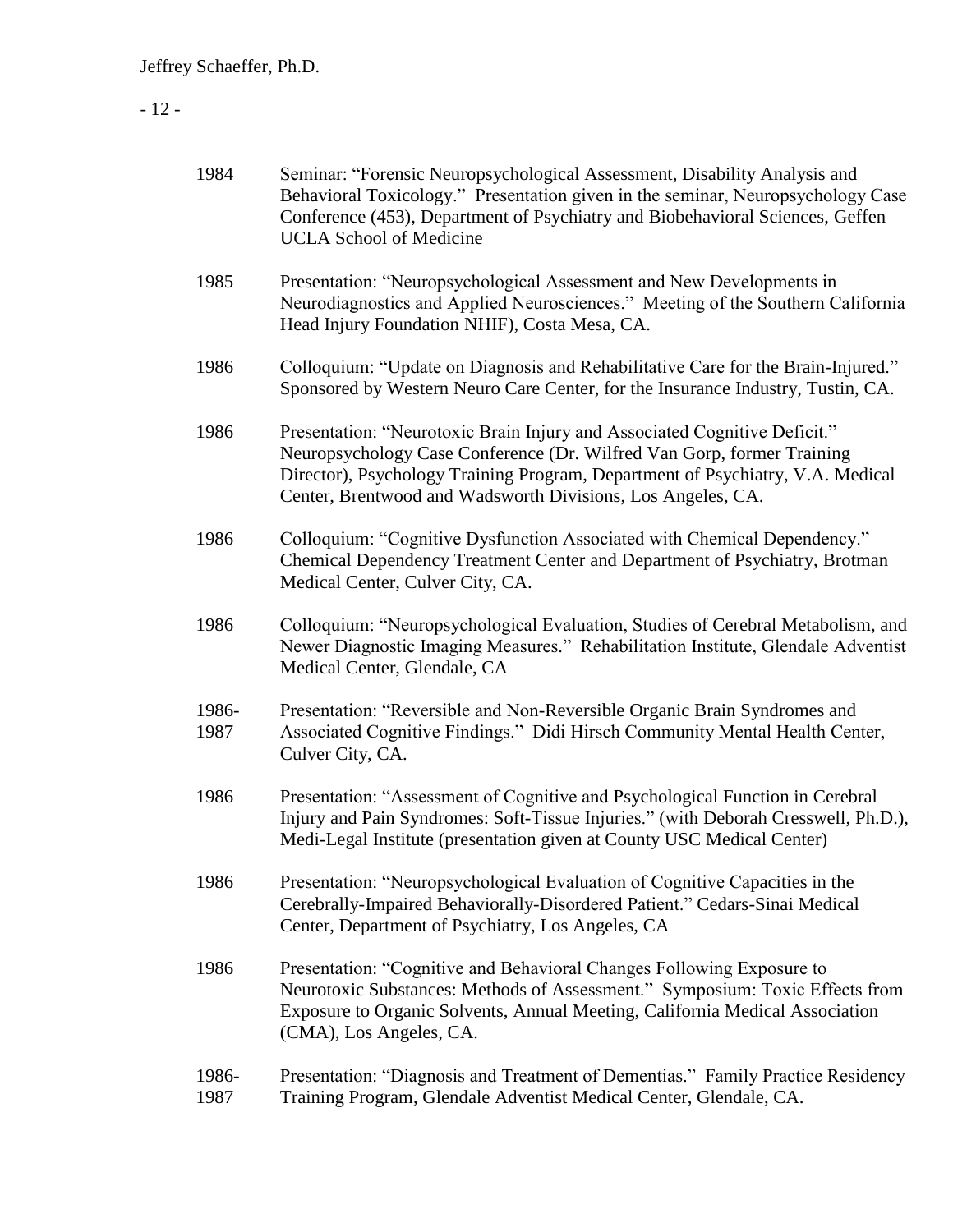| | |
|---|---|
| 1984 | Seminar: "Forensic Neuropsychological Assessment, Disability Analysis and Behavioral Toxicology." Presentation given in the seminar, Neuropsychology Case Conference (453), Department of Psychiatry and Biobehavioral Sciences, Geffen UCLA School of Medicine |
| 1985 | Presentation: "Neuropsychological Assessment and New Developments in Neurodiagnostics and Applied Neurosciences." Meeting of the Southern California Head Injury Foundation NHIF), Costa Mesa, CA. |
| 1986 | Colloquium: "Update on Diagnosis and Rehabilitative Care for the Brain-Injured." Sponsored by Western Neuro Care Center, for the Insurance Industry, Tustin, CA. |
| 1986 | Presentation: "Neurotoxic Brain Injury and Associated Cognitive Deficit." Neuropsychology Case Conference (Dr. Wilfred Van Gorp, former Training Director), Psychology Training Program, Department of Psychiatry, V.A. Medical Center, Brentwood and Wadsworth Divisions, Los Angeles, CA. |
| 1986 | Colloquium: "Cognitive Dysfunction Associated with Chemical Dependency." Chemical Dependency Treatment Center and Department of Psychiatry, Brotman Medical Center, Culver City, CA. |
| 1986 | Colloquium: "Neuropsychological Evaluation, Studies of Cerebral Metabolism, and Newer Diagnostic Imaging Measures." Rehabilitation Institute, Glendale Adventist Medical Center, Glendale, CA |
| 1986-1987 | Presentation: "Reversible and Non-Reversible Organic Brain Syndromes and Associated Cognitive Findings." Didi Hirsch Community Mental Health Center, Culver City, CA. |
| 1986 | Presentation: "Assessment of Cognitive and Psychological Function in Cerebral Injury and Pain Syndromes: Soft-Tissue Injuries." (with Deborah Cresswell, Ph.D.), Medi-Legal Institute (presentation given at County USC Medical Center) |
| 1986 | Presentation: "Neuropsychological Evaluation of Cognitive Capacities in the Cerebrally-Impaired Behaviorally-Disordered Patient." Cedars-Sinai Medical Center, Department of Psychiatry, Los Angeles, CA |
| 1986 | Presentation: "Cognitive and Behavioral Changes Following Exposure to Neurotoxic Substances: Methods of Assessment." Symposium: Toxic Effects from Exposure to Organic Solvents, Annual Meeting, California Medical Association (CMA), Los Angeles, CA. |
| 1986-1987 | Presentation: "Diagnosis and Treatment of Dementias." Family Practice Residency Training Program, Glendale Adventist Medical Center, Glendale, CA. |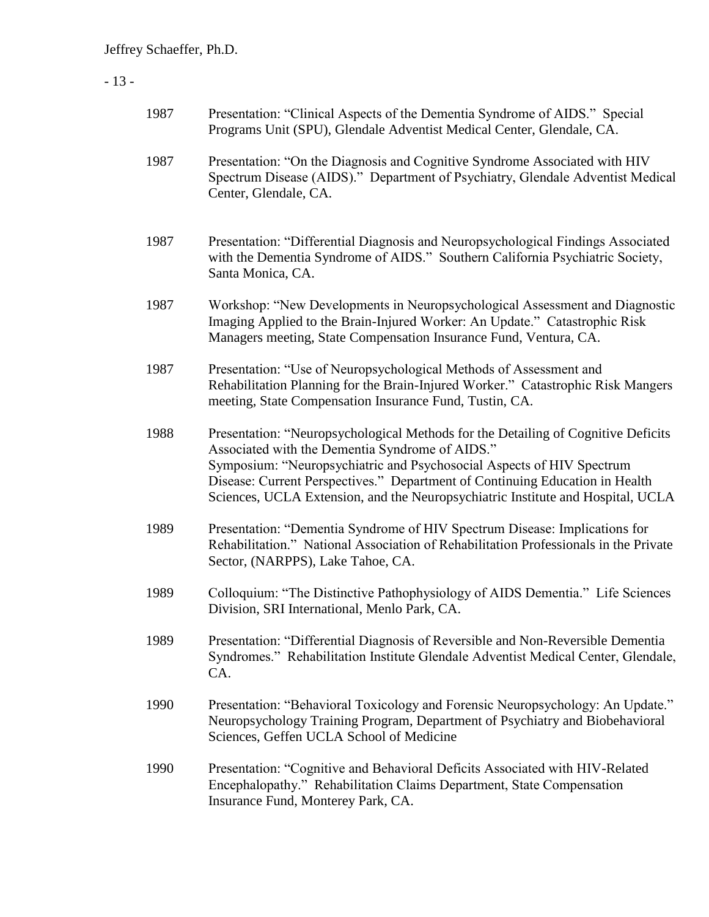1987 Presentation: "Clinical Aspects of the Dementia Syndrome of AIDS." Special Programs Unit (SPU), Glendale Adventist Medical Center, Glendale, CA.

1987 Presentation: "On the Diagnosis and Cognitive Syndrome Associated with HIV Spectrum Disease (AIDS)." Department of Psychiatry, Glendale Adventist Medical Center, Glendale, CA.

1987 Presentation: "Differential Diagnosis and Neuropsychological Findings Associated with the Dementia Syndrome of AIDS." Southern California Psychiatric Society, Santa Monica, CA.

1987 Workshop: "New Developments in Neuropsychological Assessment and Diagnostic Imaging Applied to the Brain-Injured Worker: An Update." Catastrophic Risk Managers meeting, State Compensation Insurance Fund, Ventura, CA.

1987 Presentation: "Use of Neuropsychological Methods of Assessment and Rehabilitation Planning for the Brain-Injured Worker." Catastrophic Risk Mangers meeting, State Compensation Insurance Fund, Tustin, CA.

1988 Presentation: "Neuropsychological Methods for the Detailing of Cognitive Deficits Associated with the Dementia Syndrome of AIDS."
Symposium: "Neuropsychiatric and Psychosocial Aspects of HIV Spectrum Disease: Current Perspectives." Department of Continuing Education in Health Sciences, UCLA Extension, and the Neuropsychiatric Institute and Hospital, UCLA

1989 Presentation: "Dementia Syndrome of HIV Spectrum Disease: Implications for Rehabilitation." National Association of Rehabilitation Professionals in the Private Sector, (NARPPS), Lake Tahoe, CA.

1989 Colloquium: "The Distinctive Pathophysiology of AIDS Dementia." Life Sciences Division, SRI International, Menlo Park, CA.

1989 Presentation: "Differential Diagnosis of Reversible and Non-Reversible Dementia Syndromes." Rehabilitation Institute Glendale Adventist Medical Center, Glendale, CA.

1990 Presentation: "Behavioral Toxicology and Forensic Neuropsychology: An Update." Neuropsychology Training Program, Department of Psychiatry and Biobehavioral Sciences, Geffen UCLA School of Medicine

1990 Presentation: "Cognitive and Behavioral Deficits Associated with HIV-Related Encephalopathy." Rehabilitation Claims Department, State Compensation Insurance Fund, Monterey Park, CA.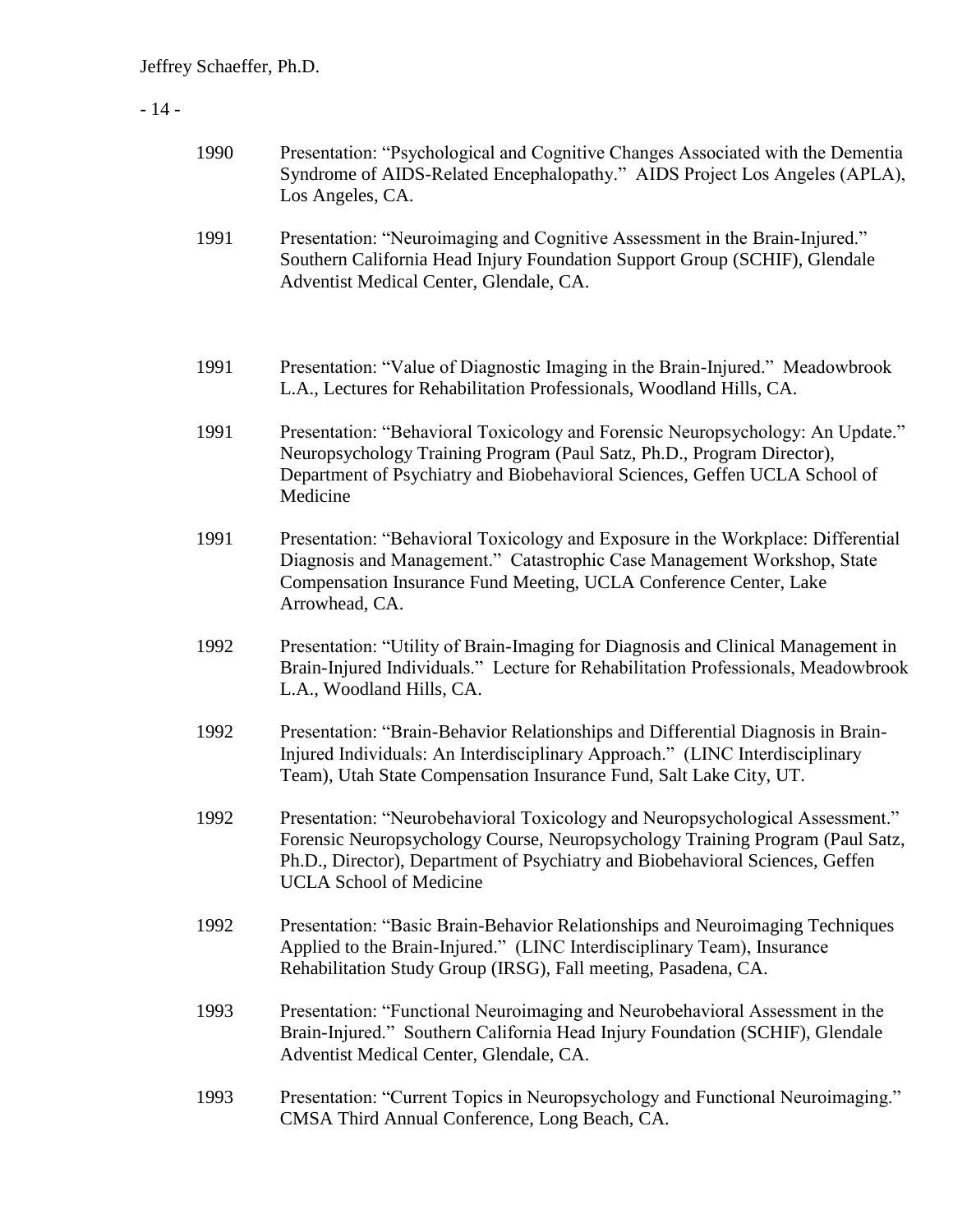1990 Presentation: "Psychological and Cognitive Changes Associated with the Dementia Syndrome of AIDS-Related Encephalopathy." AIDS Project Los Angeles (APLA), Los Angeles, CA.

1991 Presentation: "Neuroimaging and Cognitive Assessment in the Brain-Injured." Southern California Head Injury Foundation Support Group (SCHIF), Glendale Adventist Medical Center, Glendale, CA.

1991 Presentation: "Value of Diagnostic Imaging in the Brain-Injured." Meadowbrook L.A., Lectures for Rehabilitation Professionals, Woodland Hills, CA.

1991 Presentation: "Behavioral Toxicology and Forensic Neuropsychology: An Update." Neuropsychology Training Program (Paul Satz, Ph.D., Program Director), Department of Psychiatry and Biobehavioral Sciences, Geffen UCLA School of Medicine

1991 Presentation: "Behavioral Toxicology and Exposure in the Workplace: Differential Diagnosis and Management." Catastrophic Case Management Workshop, State Compensation Insurance Fund Meeting, UCLA Conference Center, Lake Arrowhead, CA.

1992 Presentation: "Utility of Brain-Imaging for Diagnosis and Clinical Management in Brain-Injured Individuals." Lecture for Rehabilitation Professionals, Meadowbrook L.A., Woodland Hills, CA.

1992 Presentation: "Brain-Behavior Relationships and Differential Diagnosis in Brain-Injured Individuals: An Interdisciplinary Approach." (LINC Interdisciplinary Team), Utah State Compensation Insurance Fund, Salt Lake City, UT.

1992 Presentation: "Neurobehavioral Toxicology and Neuropsychological Assessment." Forensic Neuropsychology Course, Neuropsychology Training Program (Paul Satz, Ph.D., Director), Department of Psychiatry and Biobehavioral Sciences, Geffen UCLA School of Medicine

1992 Presentation: "Basic Brain-Behavior Relationships and Neuroimaging Techniques Applied to the Brain-Injured." (LINC Interdisciplinary Team), Insurance Rehabilitation Study Group (IRSG), Fall meeting, Pasadena, CA.

1993 Presentation: "Functional Neuroimaging and Neurobehavioral Assessment in the Brain-Injured." Southern California Head Injury Foundation (SCHIF), Glendale Adventist Medical Center, Glendale, CA.

1993 Presentation: "Current Topics in Neuropsychology and Functional Neuroimaging." CMSA Third Annual Conference, Long Beach, CA.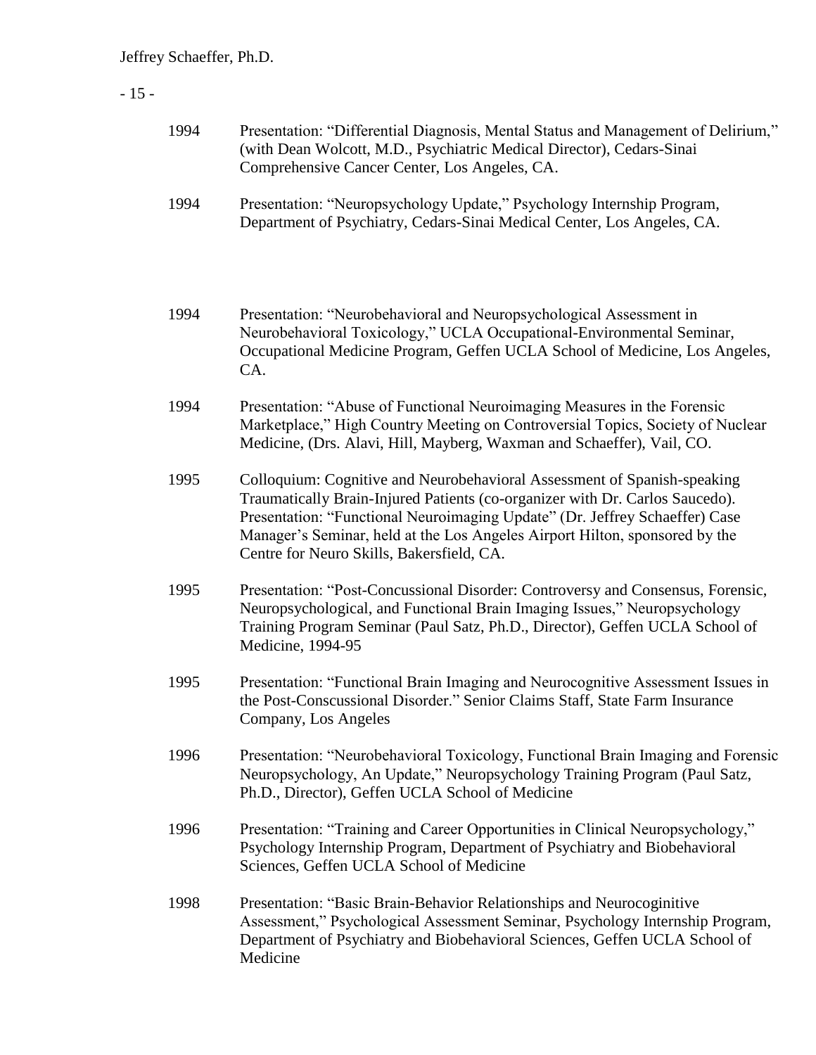1994 Presentation: "Differential Diagnosis, Mental Status and Management of Delirium," (with Dean Wolcott, M.D., Psychiatric Medical Director), Cedars-Sinai Comprehensive Cancer Center, Los Angeles, CA.

1994 Presentation: "Neuropsychology Update," Psychology Internship Program, Department of Psychiatry, Cedars-Sinai Medical Center, Los Angeles, CA.

1994 Presentation: "Neurobehavioral and Neuropsychological Assessment in Neurobehavioral Toxicology," UCLA Occupational-Environmental Seminar, Occupational Medicine Program, Geffen UCLA School of Medicine, Los Angeles, CA.

1994 Presentation: "Abuse of Functional Neuroimaging Measures in the Forensic Marketplace," High Country Meeting on Controversial Topics, Society of Nuclear Medicine, (Drs. Alavi, Hill, Mayberg, Waxman and Schaeffer), Vail, CO.

1995 Colloquium: Cognitive and Neurobehavioral Assessment of Spanish-speaking Traumatically Brain-Injured Patients (co-organizer with Dr. Carlos Saucedo). Presentation: "Functional Neuroimaging Update" (Dr. Jeffrey Schaeffer) Case Manager's Seminar, held at the Los Angeles Airport Hilton, sponsored by the Centre for Neuro Skills, Bakersfield, CA.

1995 Presentation: "Post-Concussional Disorder: Controversy and Consensus, Forensic, Neuropsychological, and Functional Brain Imaging Issues," Neuropsychology Training Program Seminar (Paul Satz, Ph.D., Director), Geffen UCLA School of Medicine, 1994-95

1995 Presentation: "Functional Brain Imaging and Neurocognitive Assessment Issues in the Post-Conscussional Disorder." Senior Claims Staff, State Farm Insurance Company, Los Angeles

1996 Presentation: "Neurobehavioral Toxicology, Functional Brain Imaging and Forensic Neuropsychology, An Update," Neuropsychology Training Program (Paul Satz, Ph.D., Director), Geffen UCLA School of Medicine

1996 Presentation: "Training and Career Opportunities in Clinical Neuropsychology," Psychology Internship Program, Department of Psychiatry and Biobehavioral Sciences, Geffen UCLA School of Medicine

1998 Presentation: "Basic Brain-Behavior Relationships and Neurocoginitive Assessment," Psychological Assessment Seminar, Psychology Internship Program, Department of Psychiatry and Biobehavioral Sciences, Geffen UCLA School of Medicine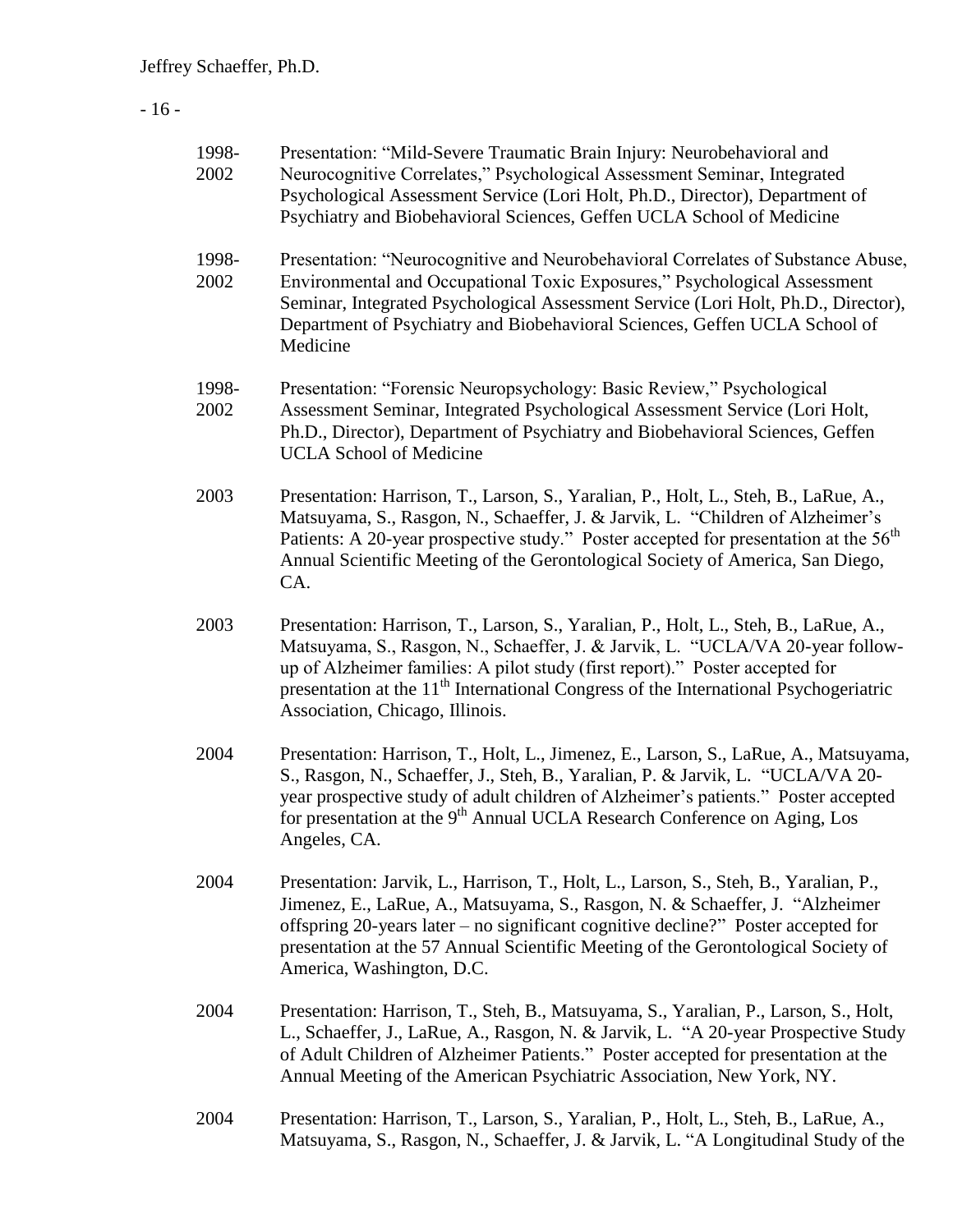1998-2002 Presentation: "Mild-Severe Traumatic Brain Injury: Neurobehavioral and Neurocognitive Correlates," Psychological Assessment Seminar, Integrated Psychological Assessment Service (Lori Holt, Ph.D., Director), Department of Psychiatry and Biobehavioral Sciences, Geffen UCLA School of Medicine

1998-2002 Presentation: "Neurocognitive and Neurobehavioral Correlates of Substance Abuse, Environmental and Occupational Toxic Exposures," Psychological Assessment Seminar, Integrated Psychological Assessment Service (Lori Holt, Ph.D., Director), Department of Psychiatry and Biobehavioral Sciences, Geffen UCLA School of Medicine

1998-2002 Presentation: "Forensic Neuropsychology: Basic Review," Psychological Assessment Seminar, Integrated Psychological Assessment Service (Lori Holt, Ph.D., Director), Department of Psychiatry and Biobehavioral Sciences, Geffen UCLA School of Medicine

2003 Presentation: Harrison, T., Larson, S., Yaralian, P., Holt, L., Steh, B., LaRue, A., Matsuyama, S., Rasgon, N., Schaeffer, J. & Jarvik, L. "Children of Alzheimer's Patients: A 20-year prospective study." Poster accepted for presentation at the 56th Annual Scientific Meeting of the Gerontological Society of America, San Diego, CA.

2003 Presentation: Harrison, T., Larson, S., Yaralian, P., Holt, L., Steh, B., LaRue, A., Matsuyama, S., Rasgon, N., Schaeffer, J. & Jarvik, L. "UCLA/VA 20-year follow-up of Alzheimer families: A pilot study (first report)." Poster accepted for presentation at the 11th International Congress of the International Psychogeriatric Association, Chicago, Illinois.

2004 Presentation: Harrison, T., Holt, L., Jimenez, E., Larson, S., LaRue, A., Matsuyama, S., Rasgon, N., Schaeffer, J., Steh, B., Yaralian, P. & Jarvik, L. "UCLA/VA 20-year prospective study of adult children of Alzheimer's patients." Poster accepted for presentation at the 9th Annual UCLA Research Conference on Aging, Los Angeles, CA.

2004 Presentation: Jarvik, L., Harrison, T., Holt, L., Larson, S., Steh, B., Yaralian, P., Jimenez, E., LaRue, A., Matsuyama, S., Rasgon, N. & Schaeffer, J. "Alzheimer offspring 20-years later – no significant cognitive decline?" Poster accepted for presentation at the 57 Annual Scientific Meeting of the Gerontological Society of America, Washington, D.C.

2004 Presentation: Harrison, T., Steh, B., Matsuyama, S., Yaralian, P., Larson, S., Holt, L., Schaeffer, J., LaRue, A., Rasgon, N. & Jarvik, L. "A 20-year Prospective Study of Adult Children of Alzheimer Patients." Poster accepted for presentation at the Annual Meeting of the American Psychiatric Association, New York, NY.

2004 Presentation: Harrison, T., Larson, S., Yaralian, P., Holt, L., Steh, B., LaRue, A., Matsuyama, S., Rasgon, N., Schaeffer, J. & Jarvik, L. "A Longitudinal Study of the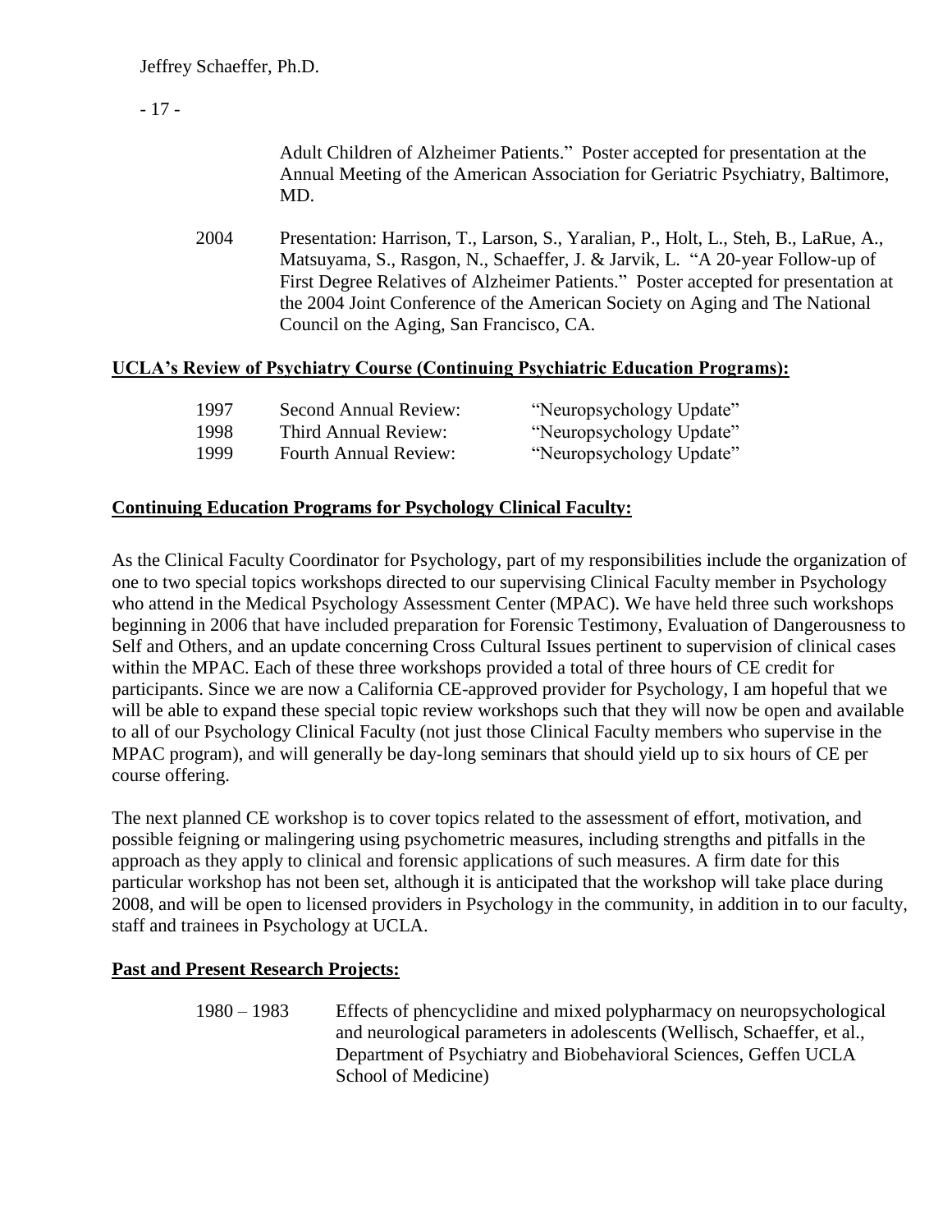Adult Children of Alzheimer Patients." Poster accepted for presentation at the Annual Meeting of the American Association for Geriatric Psychiatry, Baltimore, MD.

2004 Presentation: Harrison, T., Larson, S., Yaralian, P., Holt, L., Steh, B., LaRue, A., Matsuyama, S., Rasgon, N., Schaeffer, J. & Jarvik, L. "A 20-year Follow-up of First Degree Relatives of Alzheimer Patients." Poster accepted for presentation at the 2004 Joint Conference of the American Society on Aging and The National Council on the Aging, San Francisco, CA.

**UCLA's Review of Psychiatry Course (Continuing Psychiatric Education Programs):**

| | | |
|---|---|---|
| 1997 | Second Annual Review: | "Neuropsychology Update" |
| 1998 | Third Annual Review: | "Neuropsychology Update" |
| 1999 | Fourth Annual Review: | "Neuropsychology Update" |

**Continuing Education Programs for Psychology Clinical Faculty:**

As the Clinical Faculty Coordinator for Psychology, part of my responsibilities include the organization of one to two special topics workshops directed to our supervising Clinical Faculty member in Psychology who attend in the Medical Psychology Assessment Center (MPAC). We have held three such workshops beginning in 2006 that have included preparation for Forensic Testimony, Evaluation of Dangerousness to Self and Others, and an update concerning Cross Cultural Issues pertinent to supervision of clinical cases within the MPAC. Each of these three workshops provided a total of three hours of CE credit for participants. Since we are now a California CE-approved provider for Psychology, I am hopeful that we will be able to expand these special topic review workshops such that they will now be open and available to all of our Psychology Clinical Faculty (not just those Clinical Faculty members who supervise in the MPAC program), and will generally be day-long seminars that should yield up to six hours of CE per course offering.

The next planned CE workshop is to cover topics related to the assessment of effort, motivation, and possible feigning or malingering using psychometric measures, including strengths and pitfalls in the approach as they apply to clinical and forensic applications of such measures. A firm date for this particular workshop has not been set, although it is anticipated that the workshop will take place during 2008, and will be open to licensed providers in Psychology in the community, in addition in to our faculty, staff and trainees in Psychology at UCLA.

**Past and Present Research Projects:**

1980 – 1983 Effects of phencyclidine and mixed polypharmacy on neuropsychological and neurological parameters in adolescents (Wellisch, Schaeffer, et al., Department of Psychiatry and Biobehavioral Sciences, Geffen UCLA School of Medicine)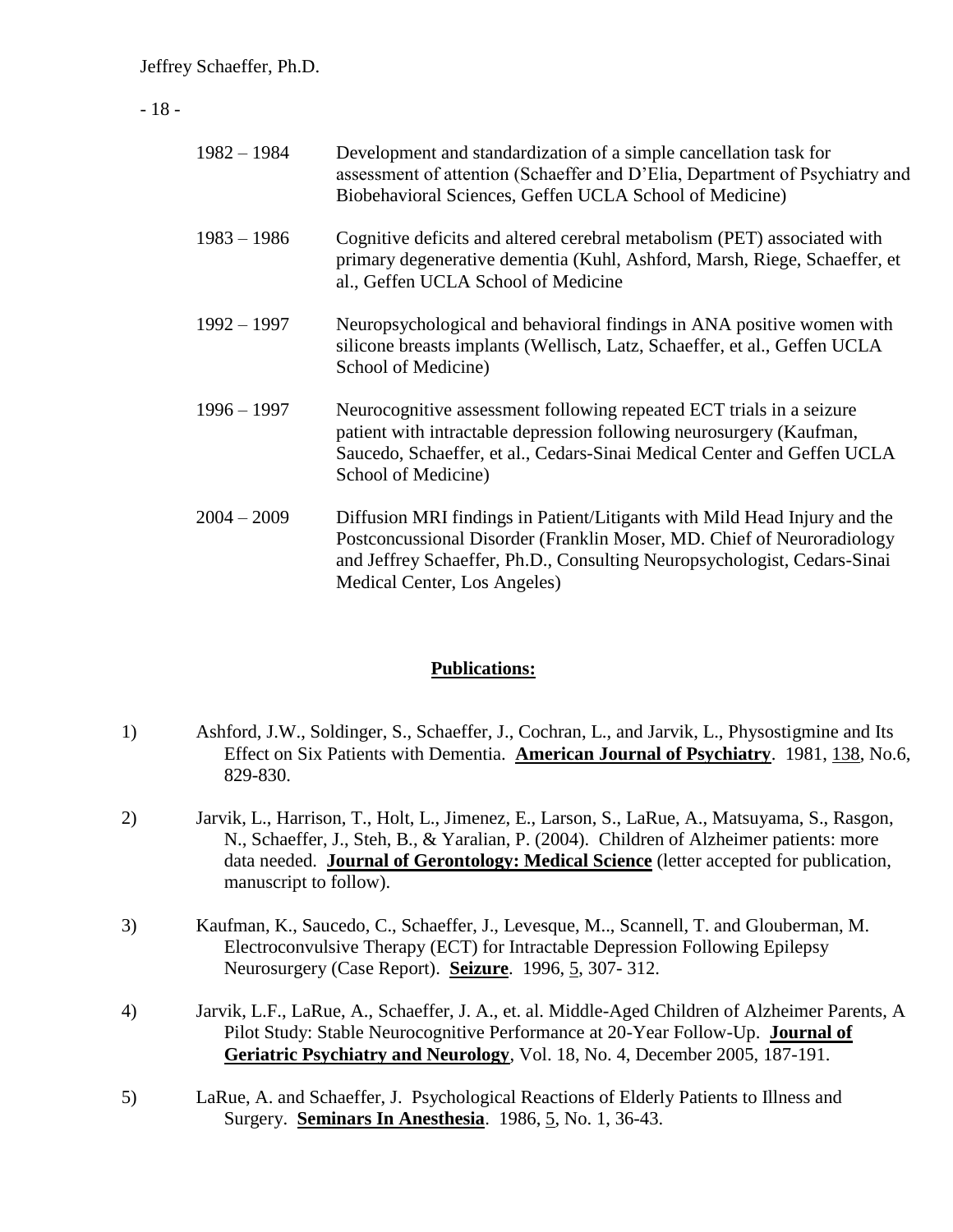| | |
|---|---|
| 1982 – 1984 | Development and standardization of a simple cancellation task for assessment of attention (Schaeffer and D'Elia, Department of Psychiatry and Biobehavioral Sciences, Geffen UCLA School of Medicine) |
| 1983 – 1986 | Cognitive deficits and altered cerebral metabolism (PET) associated with primary degenerative dementia (Kuhl, Ashford, Marsh, Riege, Schaeffer, et al., Geffen UCLA School of Medicine |
| 1992 – 1997 | Neuropsychological and behavioral findings in ANA positive women with silicone breasts implants (Wellisch, Latz, Schaeffer, et al., Geffen UCLA School of Medicine) |
| 1996 – 1997 | Neurocognitive assessment following repeated ECT trials in a seizure patient with intractable depression following neurosurgery (Kaufman, Saucedo, Schaeffer, et al., Cedars-Sinai Medical Center and Geffen UCLA School of Medicine) |
| 2004 – 2009 | Diffusion MRI findings in Patient/Litigants with Mild Head Injury and the Postconcussional Disorder (Franklin Moser, MD. Chief of Neuroradiology and Jeffrey Schaeffer, Ph.D., Consulting Neuropsychologist, Cedars-Sinai Medical Center, Los Angeles) |

## Publications:

1) Ashford, J.W., Soldinger, S., Schaeffer, J., Cochran, L., and Jarvik, L., Physostigmine and Its Effect on Six Patients with Dementia. **American Journal of Psychiatry**. 1981, 138, No.6, 829-830.

2) Jarvik, L., Harrison, T., Holt, L., Jimenez, E., Larson, S., LaRue, A., Matsuyama, S., Rasgon, N., Schaeffer, J., Steh, B., & Yaralian, P. (2004). Children of Alzheimer patients: more data needed. **Journal of Gerontology: Medical Science** (letter accepted for publication, manuscript to follow).

3) Kaufman, K., Saucedo, C., Schaeffer, J., Levesque, M.., Scannell, T. and Glouberman, M. Electroconvulsive Therapy (ECT) for Intractable Depression Following Epilepsy Neurosurgery (Case Report). **Seizure**. 1996, 5, 307- 312.

4) Jarvik, L.F., LaRue, A., Schaeffer, J. A., et. al. Middle-Aged Children of Alzheimer Parents, A Pilot Study: Stable Neurocognitive Performance at 20-Year Follow-Up. **Journal of Geriatric Psychiatry and Neurology**, Vol. 18, No. 4, December 2005, 187-191.

5) LaRue, A. and Schaeffer, J. Psychological Reactions of Elderly Patients to Illness and Surgery. **Seminars In Anesthesia**. 1986, 5, No. 1, 36-43.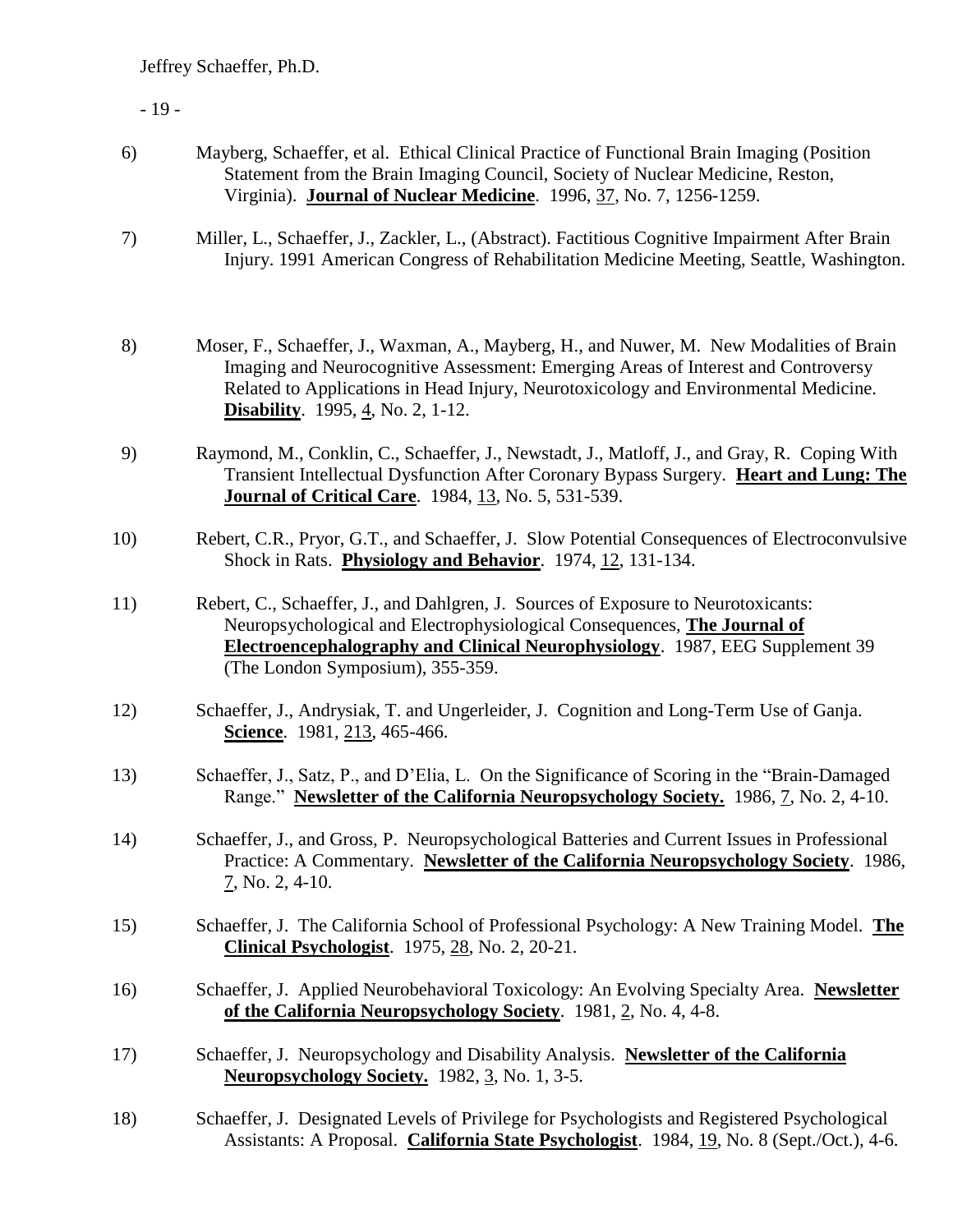6) Mayberg, Schaeffer, et al. Ethical Clinical Practice of Functional Brain Imaging (Position Statement from the Brain Imaging Council, Society of Nuclear Medicine, Reston, Virginia). **Journal of Nuclear Medicine**. 1996, 37, No. 7, 1256-1259.

7) Miller, L., Schaeffer, J., Zackler, L., (Abstract). Factitious Cognitive Impairment After Brain Injury. 1991 American Congress of Rehabilitation Medicine Meeting, Seattle, Washington.

8) Moser, F., Schaeffer, J., Waxman, A., Mayberg, H., and Nuwer, M. New Modalities of Brain Imaging and Neurocognitive Assessment: Emerging Areas of Interest and Controversy Related to Applications in Head Injury, Neurotoxicology and Environmental Medicine. **Disability**. 1995, 4, No. 2, 1-12.

9) Raymond, M., Conklin, C., Schaeffer, J., Newstadt, J., Matloff, J., and Gray, R. Coping With Transient Intellectual Dysfunction After Coronary Bypass Surgery. **Heart and Lung: The Journal of Critical Care**. 1984, 13, No. 5, 531-539.

10) Rebert, C.R., Pryor, G.T., and Schaeffer, J. Slow Potential Consequences of Electroconvulsive Shock in Rats. **Physiology and Behavior**. 1974, 12, 131-134.

11) Rebert, C., Schaeffer, J., and Dahlgren, J. Sources of Exposure to Neurotoxicants: Neuropsychological and Electrophysiological Consequences, **The Journal of Electroencephalography and Clinical Neurophysiology**. 1987, EEG Supplement 39 (The London Symposium), 355-359.

12) Schaeffer, J., Andrysiak, T. and Ungerleider, J. Cognition and Long-Term Use of Ganja. **Science**. 1981, 213, 465-466.

13) Schaeffer, J., Satz, P., and D'Elia, L. On the Significance of Scoring in the "Brain-Damaged Range." **Newsletter of the California Neuropsychology Society.** 1986, 7, No. 2, 4-10.

14) Schaeffer, J., and Gross, P. Neuropsychological Batteries and Current Issues in Professional Practice: A Commentary. **Newsletter of the California Neuropsychology Society**. 1986, 7, No. 2, 4-10.

15) Schaeffer, J. The California School of Professional Psychology: A New Training Model. **The Clinical Psychologist**. 1975, 28, No. 2, 20-21.

16) Schaeffer, J. Applied Neurobehavioral Toxicology: An Evolving Specialty Area. **Newsletter of the California Neuropsychology Society**. 1981, 2, No. 4, 4-8.

17) Schaeffer, J. Neuropsychology and Disability Analysis. **Newsletter of the California Neuropsychology Society.** 1982, 3, No. 1, 3-5.

18) Schaeffer, J. Designated Levels of Privilege for Psychologists and Registered Psychological Assistants: A Proposal. **California State Psychologist**. 1984, 19, No. 8 (Sept./Oct.), 4-6.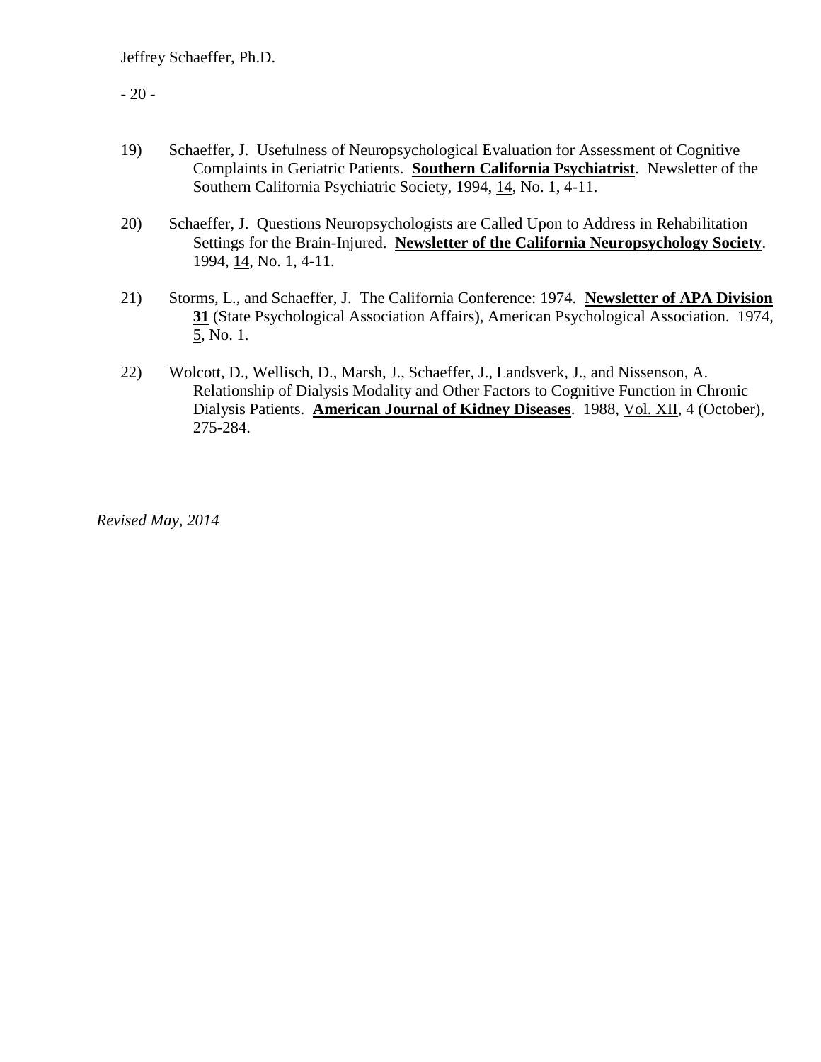19) Schaeffer, J. Usefulness of Neuropsychological Evaluation for Assessment of Cognitive Complaints in Geriatric Patients. **Southern California Psychiatrist**. Newsletter of the Southern California Psychiatric Society, 1994, 14, No. 1, 4-11.

20) Schaeffer, J. Questions Neuropsychologists are Called Upon to Address in Rehabilitation Settings for the Brain-Injured. **Newsletter of the California Neuropsychology Society**. 1994, 14, No. 1, 4-11.

21) Storms, L., and Schaeffer, J. The California Conference: 1974. **Newsletter of APA Division 31** (State Psychological Association Affairs), American Psychological Association. 1974, 5, No. 1.

22) Wolcott, D., Wellisch, D., Marsh, J., Schaeffer, J., Landsverk, J., and Nissenson, A. Relationship of Dialysis Modality and Other Factors to Cognitive Function in Chronic Dialysis Patients. **American Journal of Kidney Diseases**. 1988, Vol. XII, 4 (October), 275-284.

*Revised May, 2014*